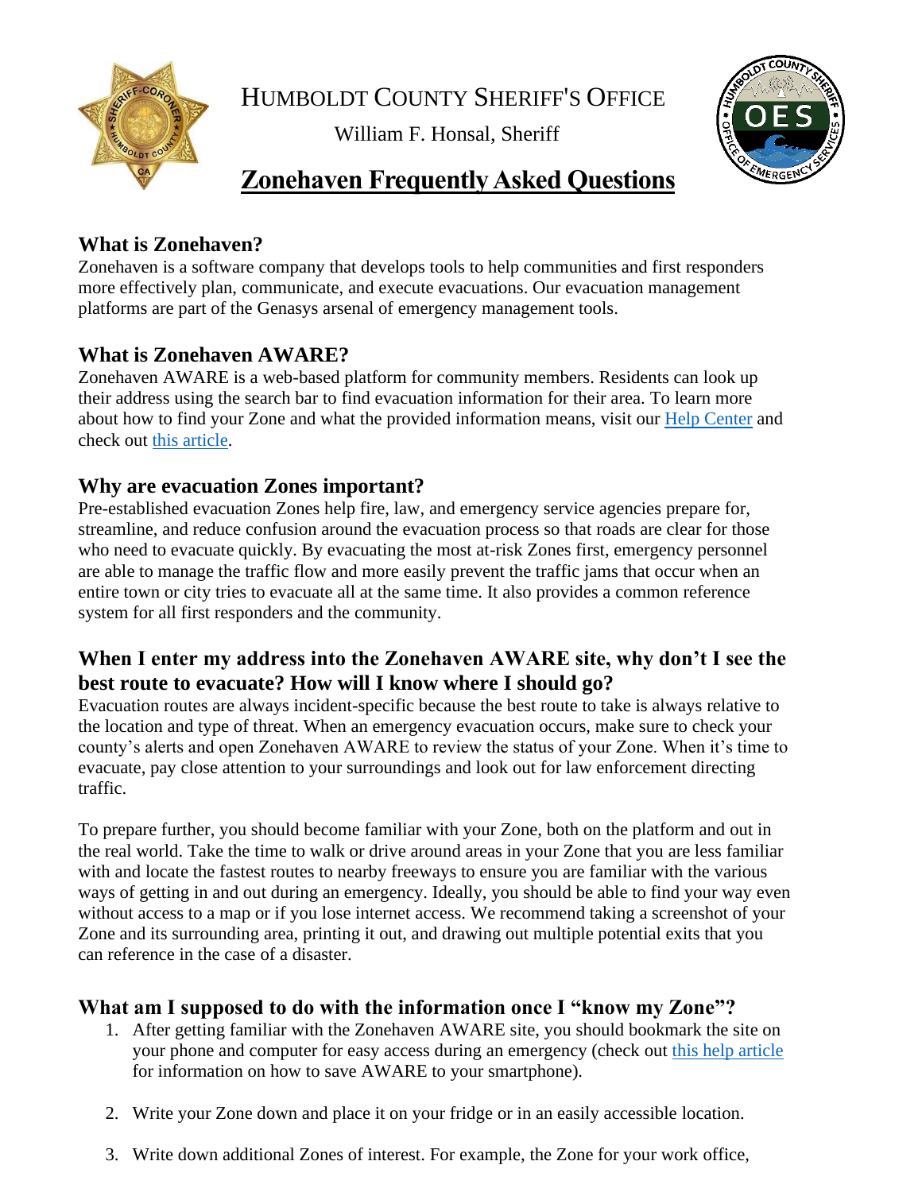# HUMBOLDT COUNTY SHERIFF'S OFFICE

William F. Honsal, Sheriff

# Zonehaven Frequently Asked Questions

## What is Zonehaven?

Zonehaven is a software company that develops tools to help communities and first responders more effectively plan, communicate, and execute evacuations. Our evacuation management platforms are part of the Genasys arsenal of emergency management tools.

## What is Zonehaven AWARE?

Zonehaven AWARE is a web-based platform for community members. Residents can look up their address using the search bar to find evacuation information for their area. To learn more about how to find your Zone and what the provided information means, visit our Help Center and check out this article.

## Why are evacuation Zones important?

Pre-established evacuation Zones help fire, law, and emergency service agencies prepare for, streamline, and reduce confusion around the evacuation process so that roads are clear for those who need to evacuate quickly. By evacuating the most at-risk Zones first, emergency personnel are able to manage the traffic flow and more easily prevent the traffic jams that occur when an entire town or city tries to evacuate all at the same time. It also provides a common reference system for all first responders and the community.

## When I enter my address into the Zonehaven AWARE site, why don't I see the best route to evacuate? How will I know where I should go?

Evacuation routes are always incident-specific because the best route to take is always relative to the location and type of threat. When an emergency evacuation occurs, make sure to check your county's alerts and open Zonehaven AWARE to review the status of your Zone. When it's time to evacuate, pay close attention to your surroundings and look out for law enforcement directing traffic.

To prepare further, you should become familiar with your Zone, both on the platform and out in the real world. Take the time to walk or drive around areas in your Zone that you are less familiar with and locate the fastest routes to nearby freeways to ensure you are familiar with the various ways of getting in and out during an emergency. Ideally, you should be able to find your way even without access to a map or if you lose internet access. We recommend taking a screenshot of your Zone and its surrounding area, printing it out, and drawing out multiple potential exits that you can reference in the case of a disaster.

## What am I supposed to do with the information once I "know my Zone"?

1. After getting familiar with the Zonehaven AWARE site, you should bookmark the site on your phone and computer for easy access during an emergency (check out this help article for information on how to save AWARE to your smartphone).

2. Write your Zone down and place it on your fridge or in an easily accessible location.

3. Write down additional Zones of interest. For example, the Zone for your work office,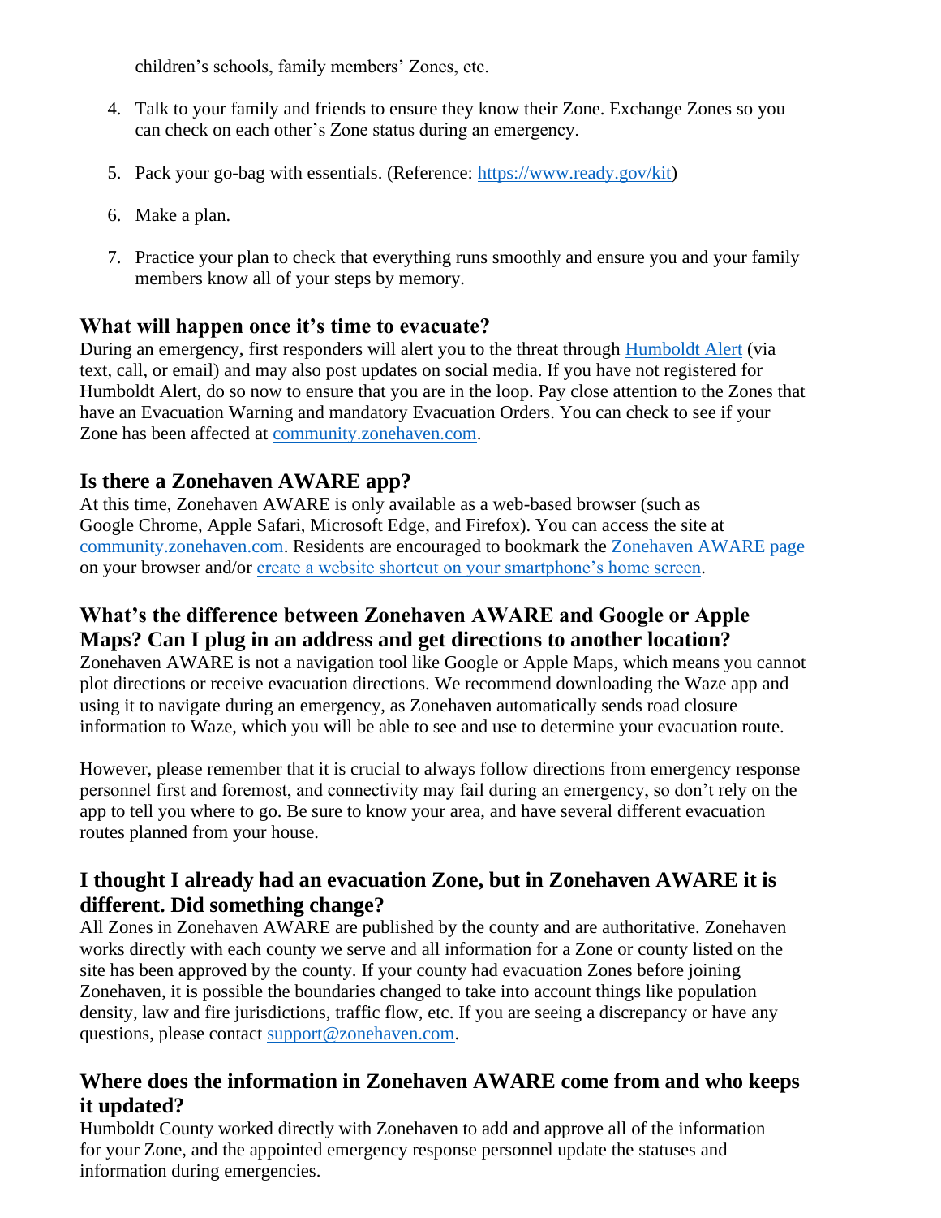children's schools, family members' Zones, etc.

4. Talk to your family and friends to ensure they know their Zone. Exchange Zones so you can check on each other's Zone status during an emergency.

5. Pack your go-bag with essentials. (Reference: [https://www.ready.gov/kit](https://www.ready.gov/kit))

6. Make a plan.

7. Practice your plan to check that everything runs smoothly and ensure you and your family members know all of your steps by memory.

## What will happen once it's time to evacuate?

During an emergency, first responders will alert you to the threat through [Humboldt Alert](Humboldt Alert) (via text, call, or email) and may also post updates on social media. If you have not registered for Humboldt Alert, do so now to ensure that you are in the loop. Pay close attention to the Zones that have an Evacuation Warning and mandatory Evacuation Orders. You can check to see if your Zone has been affected at [community.zonehaven.com](community.zonehaven.com).

## Is there a Zonehaven AWARE app?

At this time, Zonehaven AWARE is only available as a web-based browser (such as Google Chrome, Apple Safari, Microsoft Edge, and Firefox). You can access the site at [community.zonehaven.com](community.zonehaven.com). Residents are encouraged to bookmark the [Zonehaven AWARE page](Zonehaven AWARE page) on your browser and/or [create a website shortcut on your smartphone's home screen](create a website shortcut on your smartphone's home screen).

## What's the difference between Zonehaven AWARE and Google or Apple Maps? Can I plug in an address and get directions to another location?

Zonehaven AWARE is not a navigation tool like Google or Apple Maps, which means you cannot plot directions or receive evacuation directions. We recommend downloading the Waze app and using it to navigate during an emergency, as Zonehaven automatically sends road closure information to Waze, which you will be able to see and use to determine your evacuation route.

However, please remember that it is crucial to always follow directions from emergency response personnel first and foremost, and connectivity may fail during an emergency, so don't rely on the app to tell you where to go. Be sure to know your area, and have several different evacuation routes planned from your house.

## I thought I already had an evacuation Zone, but in Zonehaven AWARE it is different. Did something change?

All Zones in Zonehaven AWARE are published by the county and are authoritative. Zonehaven works directly with each county we serve and all information for a Zone or county listed on the site has been approved by the county. If your county had evacuation Zones before joining Zonehaven, it is possible the boundaries changed to take into account things like population density, law and fire jurisdictions, traffic flow, etc. If you are seeing a discrepancy or have any questions, please contact [support@zonehaven.com](mailto:support@zonehaven.com).

## Where does the information in Zonehaven AWARE come from and who keeps it updated?

Humboldt County worked directly with Zonehaven to add and approve all of the information for your Zone, and the appointed emergency response personnel update the statuses and information during emergencies.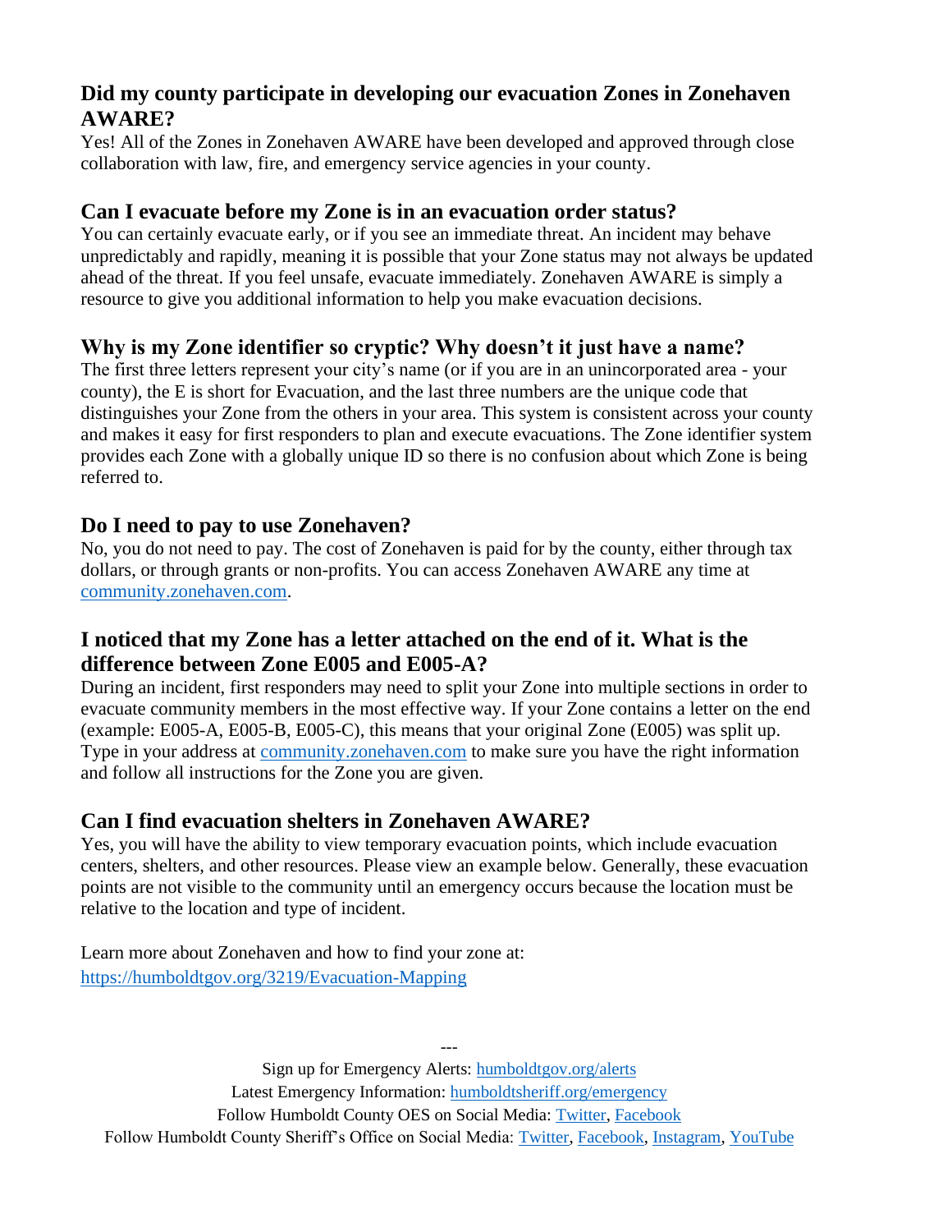## Did my county participate in developing our evacuation Zones in Zonehaven AWARE?

Yes! All of the Zones in Zonehaven AWARE have been developed and approved through close collaboration with law, fire, and emergency service agencies in your county.

## Can I evacuate before my Zone is in an evacuation order status?

You can certainly evacuate early, or if you see an immediate threat. An incident may behave unpredictably and rapidly, meaning it is possible that your Zone status may not always be updated ahead of the threat. If you feel unsafe, evacuate immediately. Zonehaven AWARE is simply a resource to give you additional information to help you make evacuation decisions.

## Why is my Zone identifier so cryptic? Why doesn't it just have a name?

The first three letters represent your city's name (or if you are in an unincorporated area - your county), the E is short for Evacuation, and the last three numbers are the unique code that distinguishes your Zone from the others in your area. This system is consistent across your county and makes it easy for first responders to plan and execute evacuations. The Zone identifier system provides each Zone with a globally unique ID so there is no confusion about which Zone is being referred to.

## Do I need to pay to use Zonehaven?

No, you do not need to pay. The cost of Zonehaven is paid for by the county, either through tax dollars, or through grants or non-profits. You can access Zonehaven AWARE any time at [community.zonehaven.com](community.zonehaven.com).

## I noticed that my Zone has a letter attached on the end of it. What is the difference between Zone E005 and E005-A?

During an incident, first responders may need to split your Zone into multiple sections in order to evacuate community members in the most effective way. If your Zone contains a letter on the end (example: E005-A, E005-B, E005-C), this means that your original Zone (E005) was split up. Type in your address at [community.zonehaven.com](community.zonehaven.com) to make sure you have the right information and follow all instructions for the Zone you are given.

## Can I find evacuation shelters in Zonehaven AWARE?

Yes, you will have the ability to view temporary evacuation points, which include evacuation centers, shelters, and other resources. Please view an example below. Generally, these evacuation points are not visible to the community until an emergency occurs because the location must be relative to the location and type of incident.

Learn more about Zonehaven and how to find your zone at:
[https://humboldtgov.org/3219/Evacuation-Mapping](https://humboldtgov.org/3219/Evacuation-Mapping)

---

Sign up for Emergency Alerts: [humboldtgov.org/alerts](humboldtgov.org/alerts)
Latest Emergency Information: [humboldtsheriff.org/emergency](humboldtsheriff.org/emergency)
Follow Humboldt County OES on Social Media: Twitter, Facebook
Follow Humboldt County Sheriff's Office on Social Media: Twitter, Facebook, Instagram, YouTube